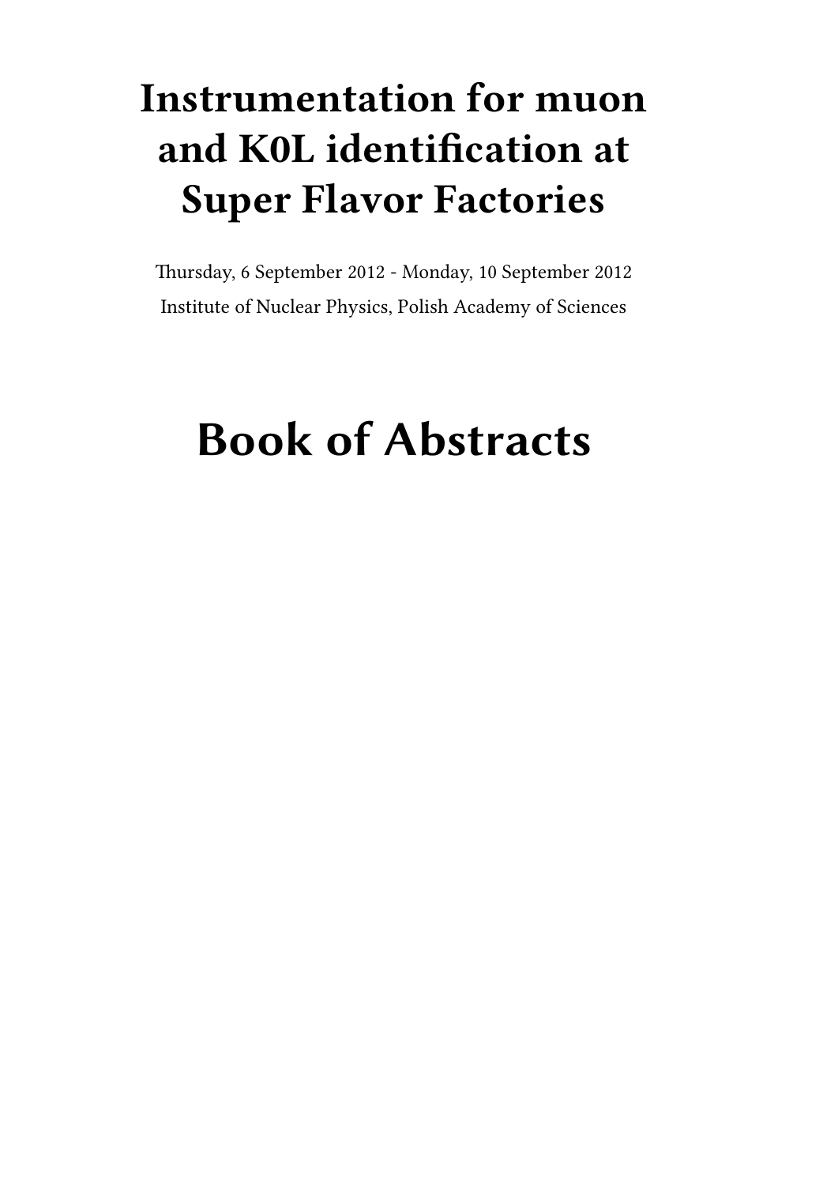# Instrumentation for muon and K0L identification at Super Flavor Factories

Thursday, 6 September 2012 - Monday, 10 September 2012

Institute of Nuclear Physics, Polish Academy of Sciences

# Book of Abstracts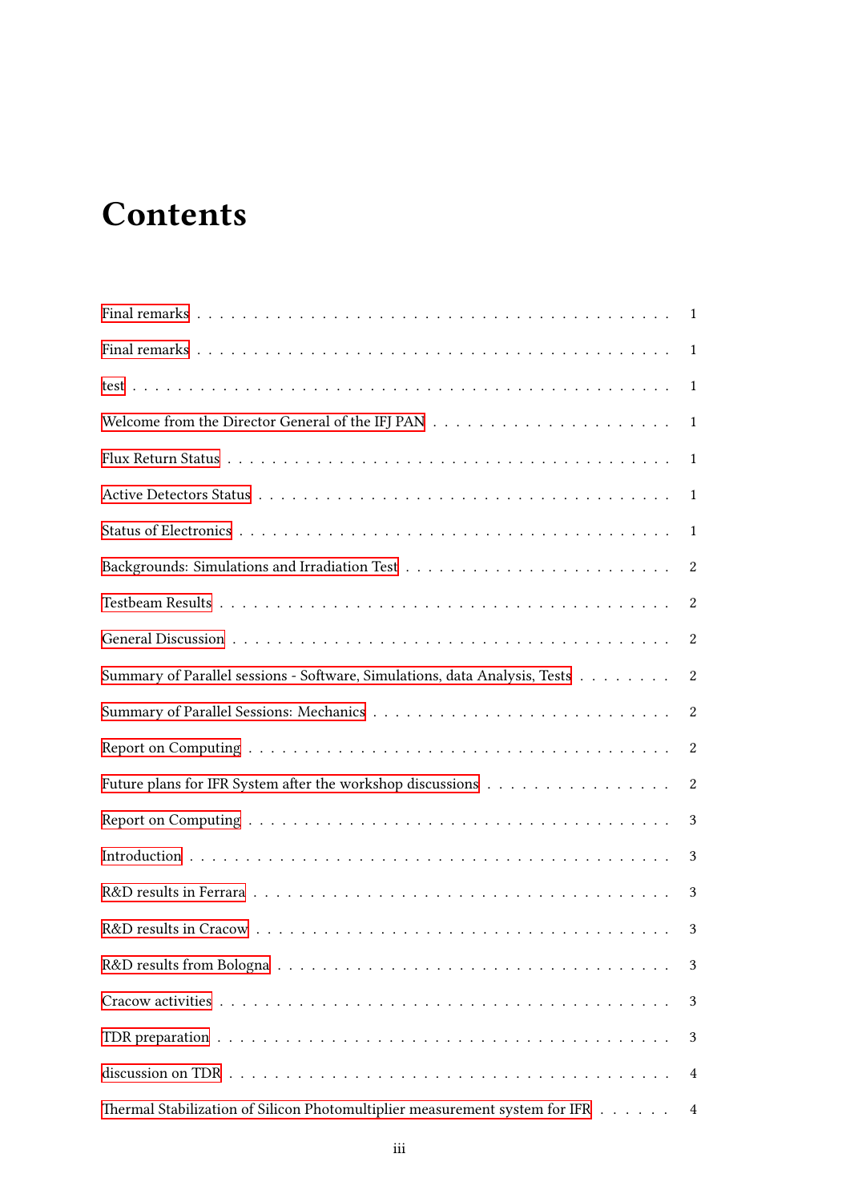# Contents

Final remarks . . . . . . . . . . . . . . . . . . . . . . . . . . . . . . . . . . . . . . 1

Final remarks . . . . . . . . . . . . . . . . . . . . . . . . . . . . . . . . . . . . . . 1

test . . . . . . . . . . . . . . . . . . . . . . . . . . . . . . . . . . . . . . . . . . 1

Welcome from the Director General of the IFJ PAN . . . . . . . . . . . . . . . . . . . . . . 1

Flux Return Status . . . . . . . . . . . . . . . . . . . . . . . . . . . . . . . . . . . . 1

Active Detectors Status . . . . . . . . . . . . . . . . . . . . . . . . . . . . . . . . . . 1

Status of Electronics . . . . . . . . . . . . . . . . . . . . . . . . . . . . . . . . . . . 1

Backgrounds: Simulations and Irradiation Test . . . . . . . . . . . . . . . . . . . . . . . . 2

Testbeam Results . . . . . . . . . . . . . . . . . . . . . . . . . . . . . . . . . . . . . 2

General Discussion . . . . . . . . . . . . . . . . . . . . . . . . . . . . . . . . . . . . 2

Summary of Parallel sessions - Software, Simulations, data Analysis, Tests . . . . . . . . 2

Summary of Parallel Sessions: Mechanics . . . . . . . . . . . . . . . . . . . . . . . . . . 2

Report on Computing . . . . . . . . . . . . . . . . . . . . . . . . . . . . . . . . . . . . 2

Future plans for IFR System after the workshop discussions . . . . . . . . . . . . . . . . 2

Report on Computing . . . . . . . . . . . . . . . . . . . . . . . . . . . . . . . . . . . . 3

Introduction . . . . . . . . . . . . . . . . . . . . . . . . . . . . . . . . . . . . . . . 3

R&D results in Ferrara . . . . . . . . . . . . . . . . . . . . . . . . . . . . . . . . . . 3

R&D results in Cracow . . . . . . . . . . . . . . . . . . . . . . . . . . . . . . . . . . 3

R&D results from Bologna . . . . . . . . . . . . . . . . . . . . . . . . . . . . . . . . . 3

Cracow activities . . . . . . . . . . . . . . . . . . . . . . . . . . . . . . . . . . . . . 3

TDR preparation . . . . . . . . . . . . . . . . . . . . . . . . . . . . . . . . . . . . . . 3

discussion on TDR . . . . . . . . . . . . . . . . . . . . . . . . . . . . . . . . . . . . . 4

Thermal Stabilization of Silicon Photomultiplier measurement system for IFR . . . . . . 4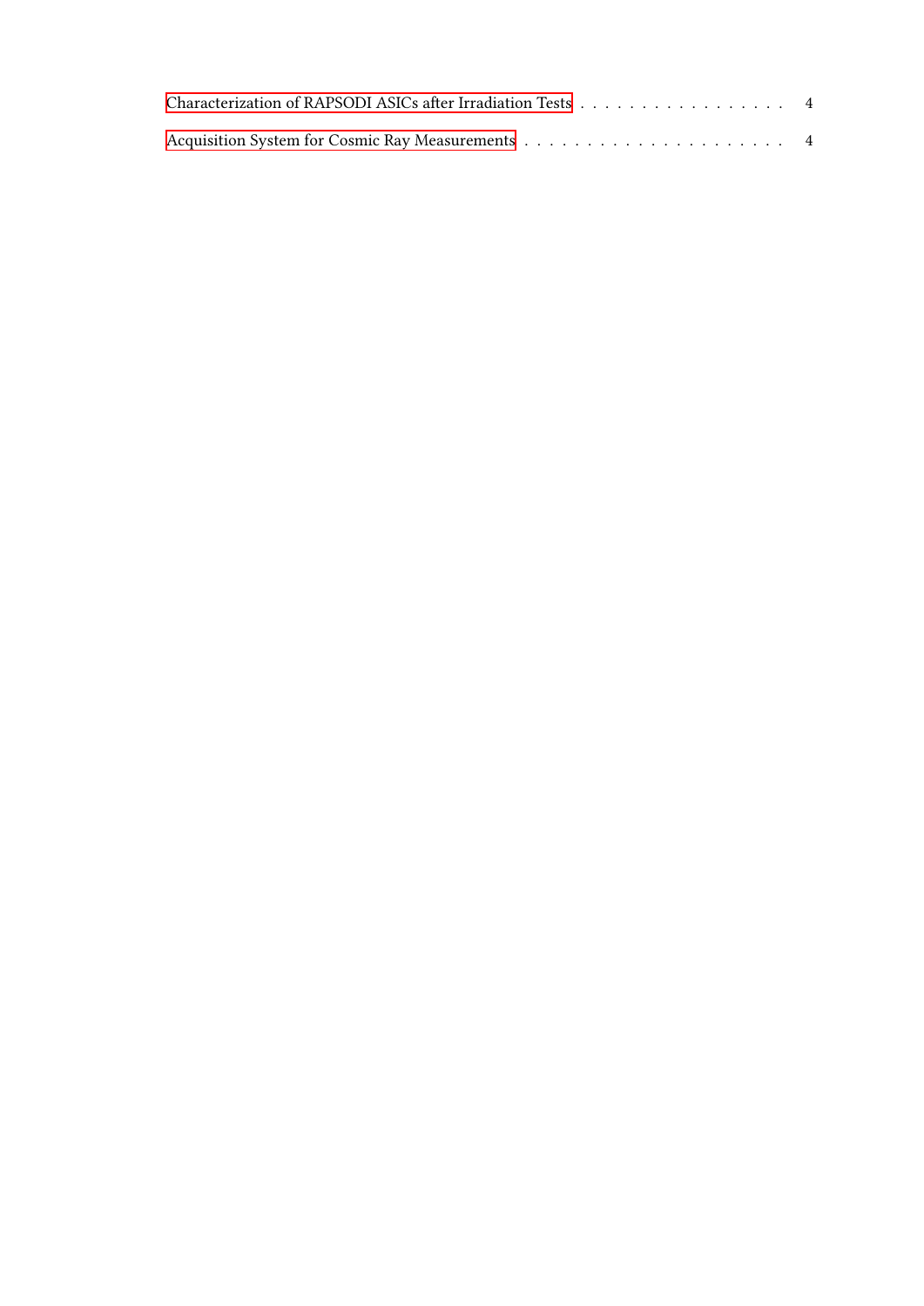Characterization of RAPSODI ASICs after Irradiation Tests . . . . . . . . . . . . . . . . . . 4

Acquisition System for Cosmic Ray Measurements . . . . . . . . . . . . . . . . . . . . . . 4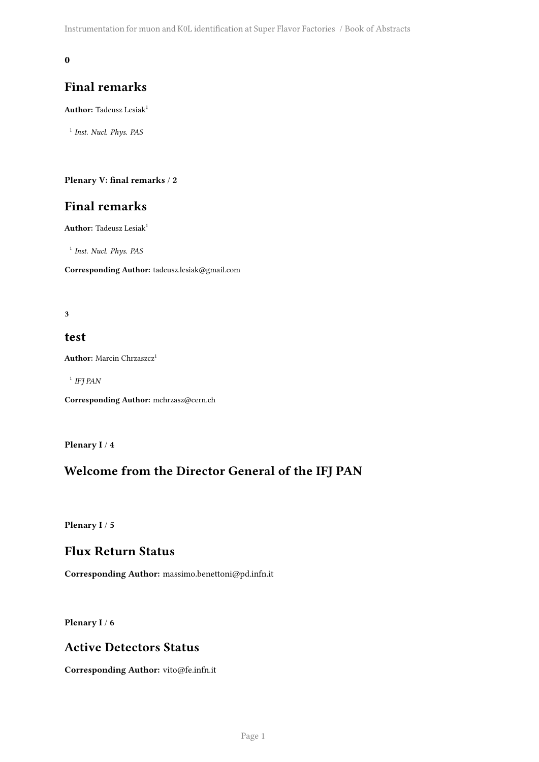**0**

## Final remarks

**Author:** Tadeusz Lesiak[1]

[1] *Inst. Nucl. Phys. PAS*

**Plenary V: final remarks** / **2**

## Final remarks

**Author:** Tadeusz Lesiak[1]

[1] *Inst. Nucl. Phys. PAS*

**Corresponding Author:** tadeusz.lesiak@gmail.com

**3**

## test

**Author:** Marcin Chrzaszcz[1]

[1] *IFJ PAN*

**Corresponding Author:** mchrzasz@cern.ch

**Plenary I** / **4**

## Welcome from the Director General of the IFJ PAN

**Plenary I** / **5**

## Flux Return Status

**Corresponding Author:** massimo.benettoni@pd.infn.it

**Plenary I** / **6**

## Active Detectors Status

**Corresponding Author:** vito@fe.infn.it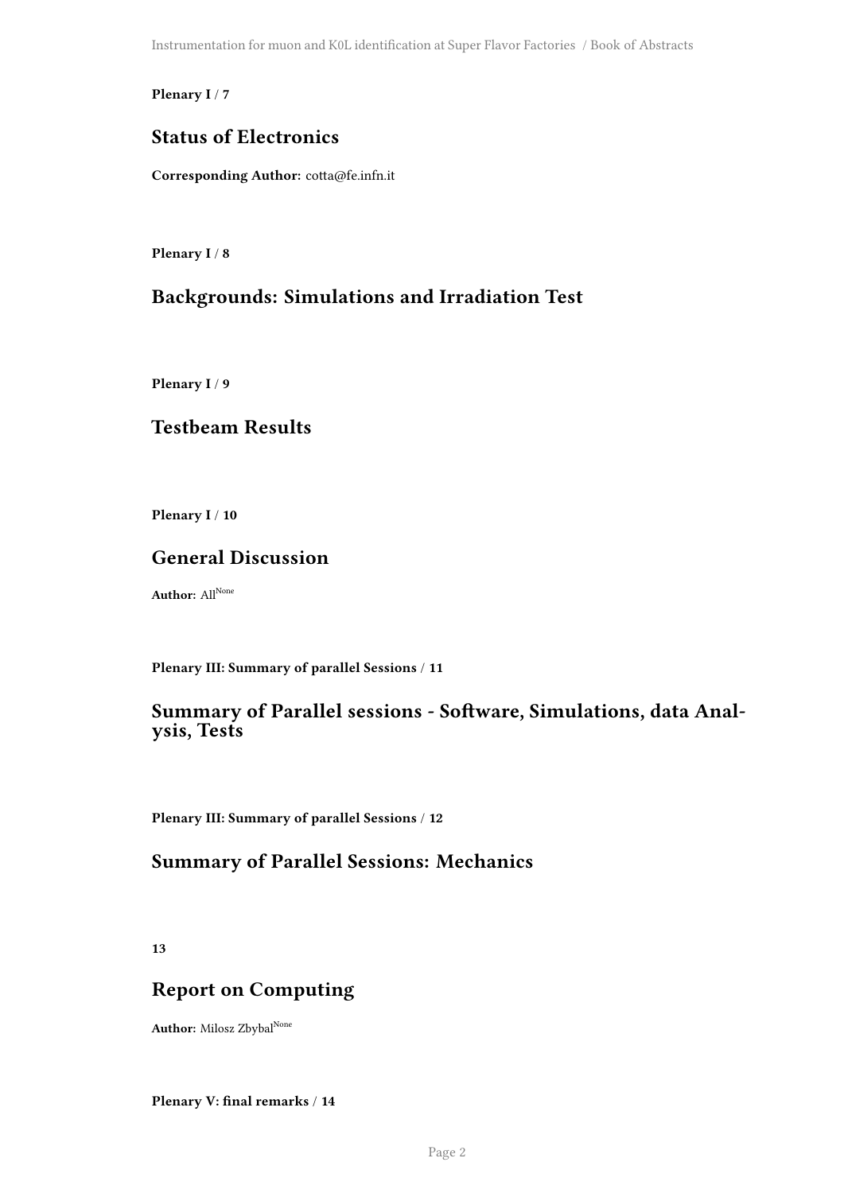**Plenary I / 7**

## Status of Electronics

**Corresponding Author:** cotta@fe.infn.it

**Plenary I / 8**

## Backgrounds: Simulations and Irradiation Test

**Plenary I / 9**

## Testbeam Results

**Plenary I / 10**

## General Discussion

**Author:** All[None]

**Plenary III: Summary of parallel Sessions / 11**

## Summary of Parallel sessions - Software, Simulations, data Analysis, Tests

**Plenary III: Summary of parallel Sessions / 12**

## Summary of Parallel Sessions: Mechanics

**13**

## Report on Computing

**Author:** Milosz Zbybal[None]

**Plenary V: final remarks / 14**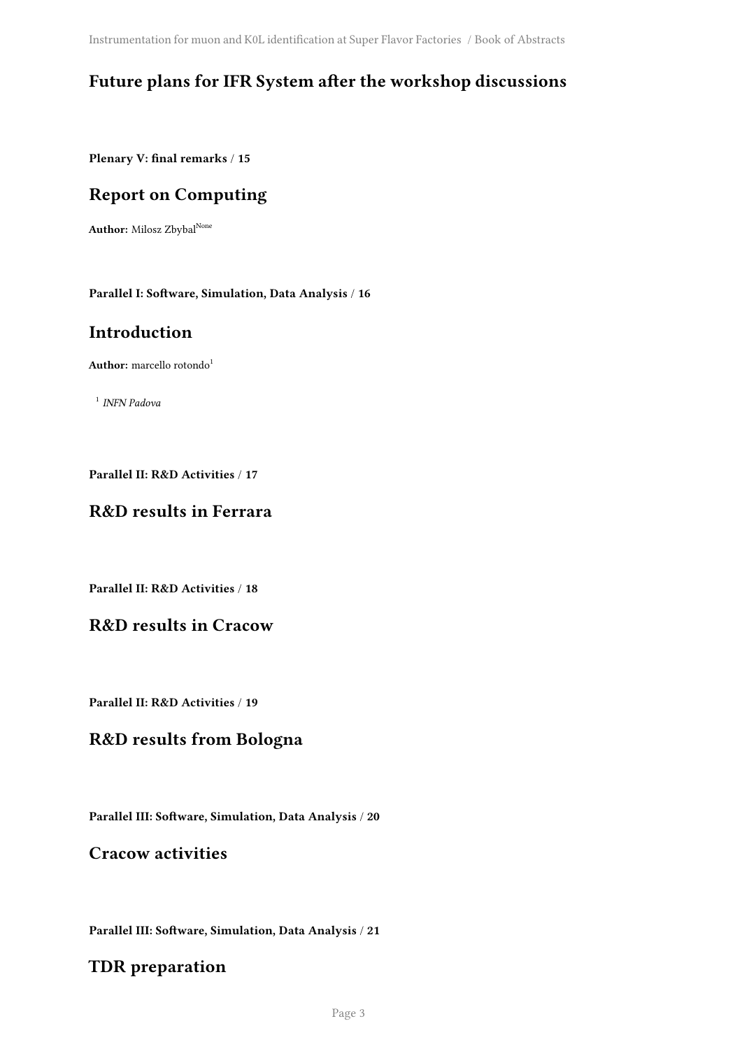## Future plans for IFR System after the workshop discussions

**Plenary V: final remarks** / **15**

## Report on Computing

**Author:** Milosz Zbybal[None]

**Parallel I: Software, Simulation, Data Analysis** / **16**

## Introduction

**Author:** marcello rotondo[1]

[1] *INFN Padova*

**Parallel II: R&D Activities** / **17**

## R&D results in Ferrara

**Parallel II: R&D Activities** / **18**

## R&D results in Cracow

**Parallel II: R&D Activities** / **19**

## R&D results from Bologna

**Parallel III: Software, Simulation, Data Analysis** / **20**

## Cracow activities

**Parallel III: Software, Simulation, Data Analysis** / **21**

## TDR preparation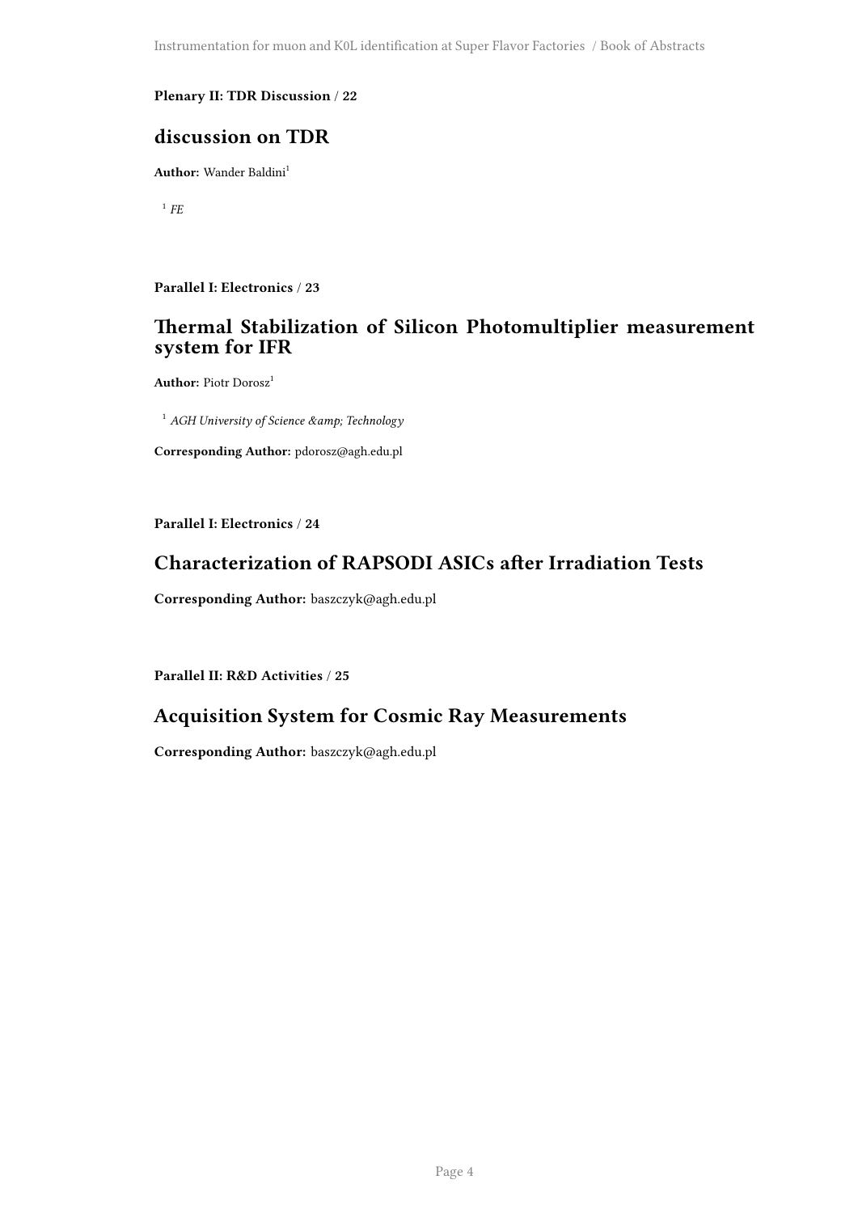**Plenary II: TDR Discussion** / **22**

## discussion on TDR

**Author:** Wander Baldini[1]

[1] *FE*

**Parallel I: Electronics** / **23**

## Thermal Stabilization of Silicon Photomultiplier measurement system for IFR

**Author:** Piotr Dorosz[1]

[1] *AGH University of Science &amp; Technology*

**Corresponding Author:** pdorosz@agh.edu.pl

**Parallel I: Electronics** / **24**

## Characterization of RAPSODI ASICs after Irradiation Tests

**Corresponding Author:** baszczyk@agh.edu.pl

**Parallel II: R&D Activities** / **25**

## Acquisition System for Cosmic Ray Measurements

**Corresponding Author:** baszczyk@agh.edu.pl